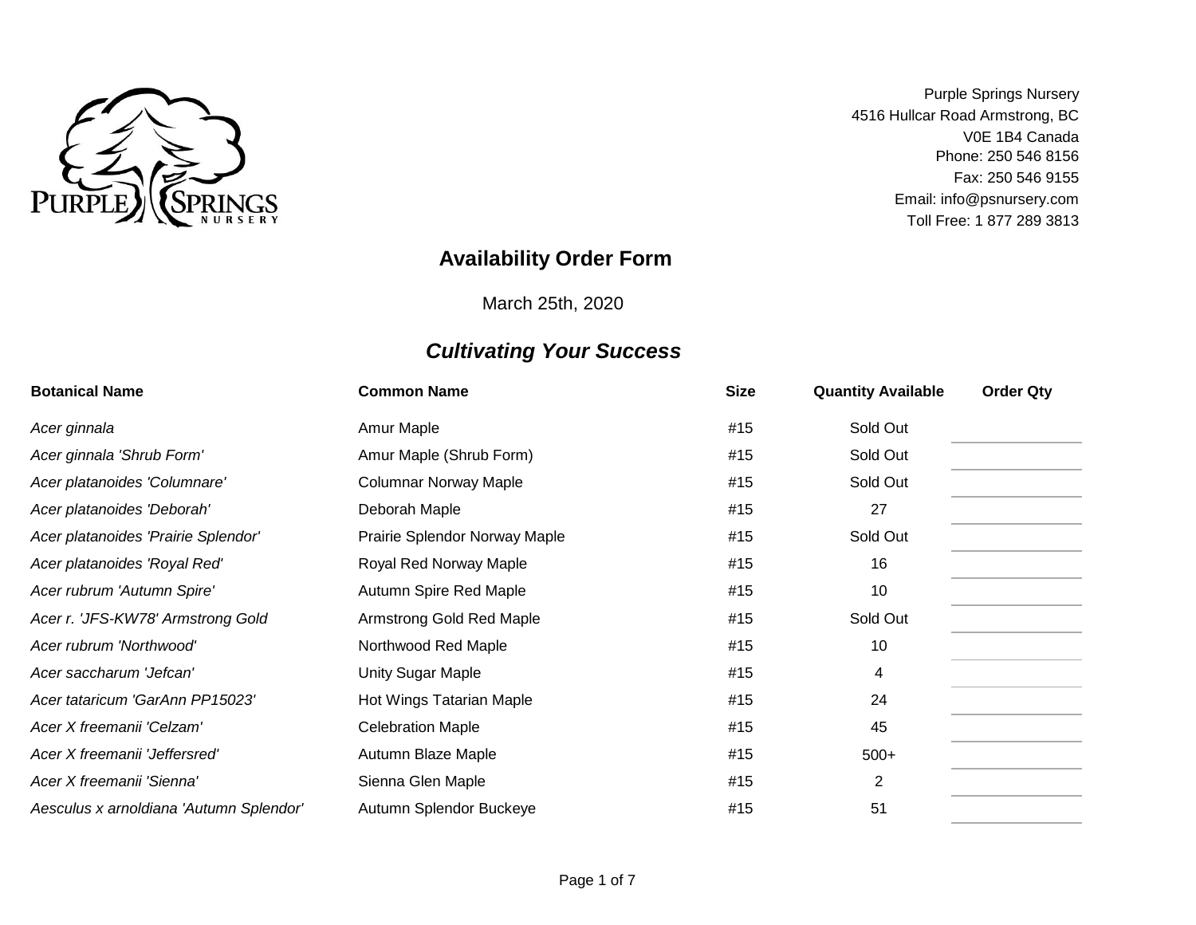Purple Springs Nursery
4516 Hullcar Road Armstrong, BC
V0E 1B4 Canada
Phone: 250 546 8156
Fax: 250 546 9155
Email: info@psnursery.com
Toll Free: 1 877 289 3813

# Availability Order Form

March 25th, 2020

## *Cultivating Your Success*

| Botanical Name | Common Name | Size | Quantity Available | Order Qty |
|---|---|---|---|---|
| *Acer ginnala* | Amur Maple | #15 | Sold Out | |
| *Acer ginnala 'Shrub Form'* | Amur Maple (Shrub Form) | #15 | Sold Out | |
| *Acer platanoides 'Columnare'* | Columnar Norway Maple | #15 | Sold Out | |
| *Acer platanoides 'Deborah'* | Deborah Maple | #15 | 27 | |
| *Acer platanoides 'Prairie Splendor'* | Prairie Splendor Norway Maple | #15 | Sold Out | |
| *Acer platanoides 'Royal Red'* | Royal Red Norway Maple | #15 | 16 | |
| *Acer rubrum 'Autumn Spire'* | Autumn Spire Red Maple | #15 | 10 | |
| *Acer r. 'JFS-KW78' Armstrong Gold* | Armstrong Gold Red Maple | #15 | Sold Out | |
| *Acer rubrum 'Northwood'* | Northwood Red Maple | #15 | 10 | |
| *Acer saccharum 'Jefcan'* | Unity Sugar Maple | #15 | 4 | |
| *Acer tataricum 'GarAnn PP15023'* | Hot Wings Tatarian Maple | #15 | 24 | |
| *Acer X freemanii 'Celzam'* | Celebration Maple | #15 | 45 | |
| *Acer X freemanii 'Jeffersred'* | Autumn Blaze Maple | #15 | 500+ | |
| *Acer X freemanii 'Sienna'* | Sienna Glen Maple | #15 | 2 | |
| *Aesculus x arnoldiana 'Autumn Splendor'* | Autumn Splendor Buckeye | #15 | 51 | |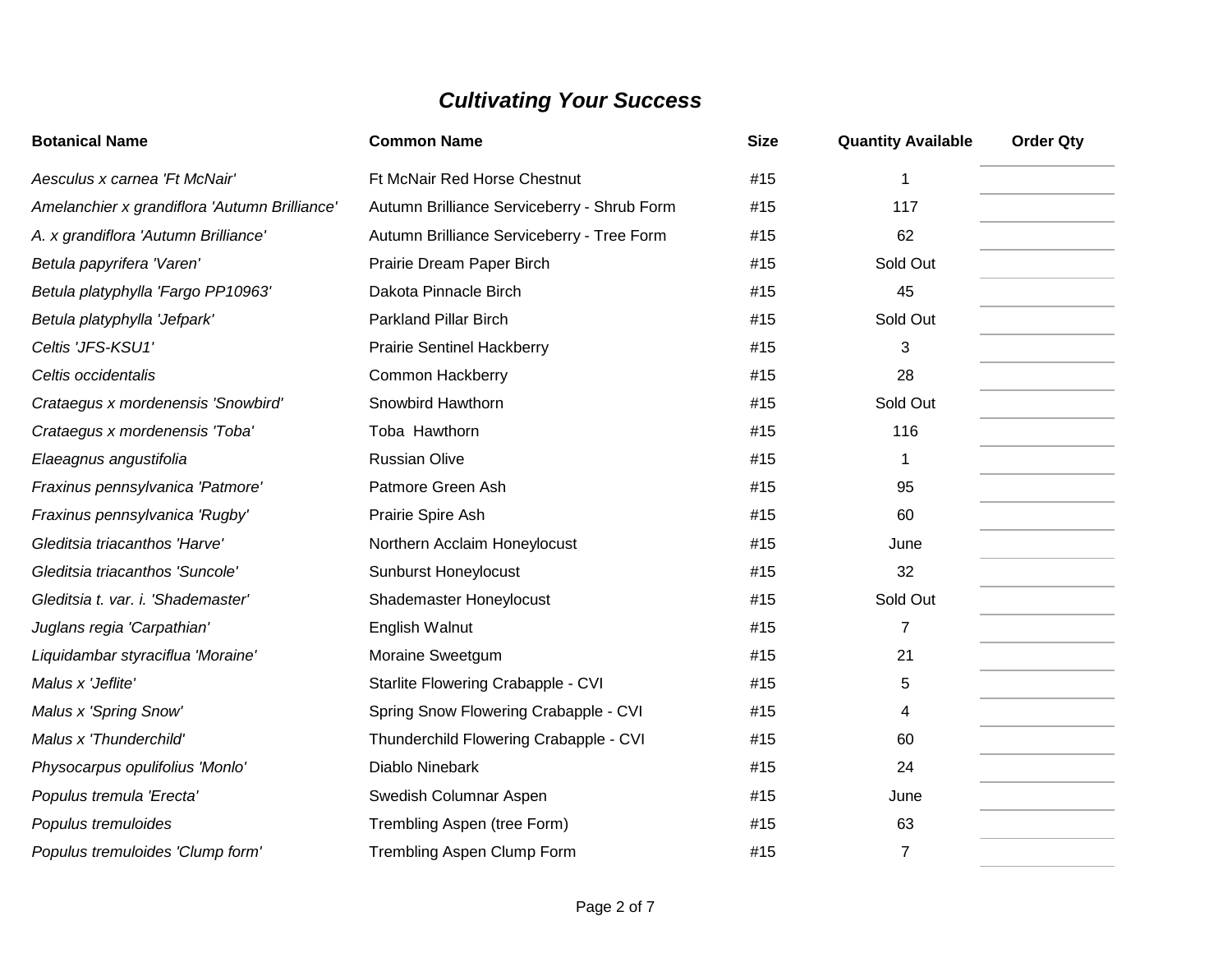# *Cultivating Your Success*

| Botanical Name | Common Name | Size | Quantity Available | Order Qty |
|---|---|---|---|---|
| *Aesculus x carnea 'Ft McNair'* | Ft McNair Red Horse Chestnut | #15 | 1 | |
| *Amelanchier x grandiflora 'Autumn Brilliance'* | Autumn Brilliance Serviceberry - Shrub Form | #15 | 117 | |
| *A. x grandiflora 'Autumn Brilliance'* | Autumn Brilliance Serviceberry - Tree Form | #15 | 62 | |
| *Betula papyrifera 'Varen'* | Prairie Dream Paper Birch | #15 | Sold Out | |
| *Betula platyphylla 'Fargo PP10963'* | Dakota Pinnacle Birch | #15 | 45 | |
| *Betula platyphylla 'Jefpark'* | Parkland Pillar Birch | #15 | Sold Out | |
| *Celtis 'JFS-KSU1'* | Prairie Sentinel Hackberry | #15 | 3 | |
| *Celtis occidentalis* | Common Hackberry | #15 | 28 | |
| *Crataegus x mordenensis 'Snowbird'* | Snowbird Hawthorn | #15 | Sold Out | |
| *Crataegus x mordenensis 'Toba'* | Toba Hawthorn | #15 | 116 | |
| *Elaeagnus angustifolia* | Russian Olive | #15 | 1 | |
| *Fraxinus pennsylvanica 'Patmore'* | Patmore Green Ash | #15 | 95 | |
| *Fraxinus pennsylvanica 'Rugby'* | Prairie Spire Ash | #15 | 60 | |
| *Gleditsia triacanthos 'Harve'* | Northern Acclaim Honeylocust | #15 | June | |
| *Gleditsia triacanthos 'Suncole'* | Sunburst Honeylocust | #15 | 32 | |
| *Gleditsia t. var. i. 'Shademaster'* | Shademaster Honeylocust | #15 | Sold Out | |
| *Juglans regia 'Carpathian'* | English Walnut | #15 | 7 | |
| *Liquidambar styraciflua 'Moraine'* | Moraine Sweetgum | #15 | 21 | |
| *Malus x 'Jeflite'* | Starlite Flowering Crabapple - CVI | #15 | 5 | |
| *Malus x 'Spring Snow'* | Spring Snow Flowering Crabapple - CVI | #15 | 4 | |
| *Malus x 'Thunderchild'* | Thunderchild Flowering Crabapple - CVI | #15 | 60 | |
| *Physocarpus opulifolius 'Monlo'* | Diablo Ninebark | #15 | 24 | |
| *Populus tremula 'Erecta'* | Swedish Columnar Aspen | #15 | June | |
| *Populus tremuloides* | Trembling Aspen (tree Form) | #15 | 63 | |
| *Populus tremuloides 'Clump form'* | Trembling Aspen Clump Form | #15 | 7 | |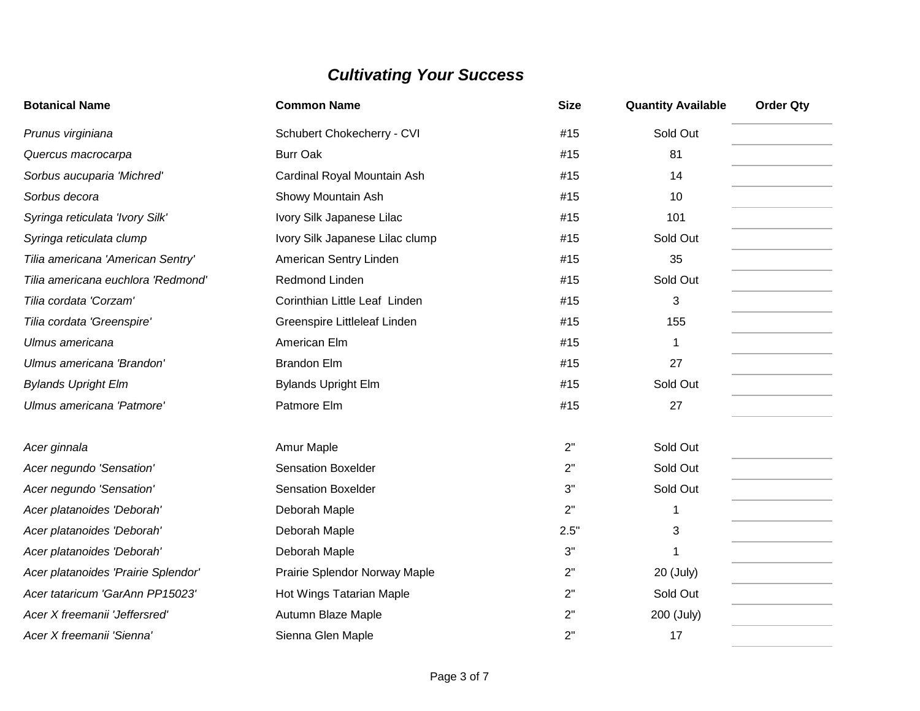## *Cultivating Your Success*

| Botanical Name | Common Name | Size | Quantity Available | Order Qty |
|---|---|---|---|---|
| *Prunus virginiana* | Schubert Chokecherry - CVI | #15 | Sold Out | |
| *Quercus macrocarpa* | Burr Oak | #15 | 81 | |
| *Sorbus aucuparia 'Michred'* | Cardinal Royal Mountain Ash | #15 | 14 | |
| *Sorbus decora* | Showy Mountain Ash | #15 | 10 | |
| *Syringa reticulata 'Ivory Silk'* | Ivory Silk Japanese Lilac | #15 | 101 | |
| *Syringa reticulata clump* | Ivory Silk Japanese Lilac clump | #15 | Sold Out | |
| *Tilia americana 'American Sentry'* | American Sentry Linden | #15 | 35 | |
| *Tilia americana euchlora 'Redmond'* | Redmond Linden | #15 | Sold Out | |
| *Tilia cordata 'Corzam'* | Corinthian Little Leaf Linden | #15 | 3 | |
| *Tilia cordata 'Greenspire'* | Greenspire Littleleaf Linden | #15 | 155 | |
| *Ulmus americana* | American Elm | #15 | 1 | |
| *Ulmus americana 'Brandon'* | Brandon Elm | #15 | 27 | |
| *Bylands Upright Elm* | Bylands Upright Elm | #15 | Sold Out | |
| *Ulmus americana 'Patmore'* | Patmore Elm | #15 | 27 | |
| | | | | |
| *Acer ginnala* | Amur Maple | 2" | Sold Out | |
| *Acer negundo 'Sensation'* | Sensation Boxelder | 2" | Sold Out | |
| *Acer negundo 'Sensation'* | Sensation Boxelder | 3" | Sold Out | |
| *Acer platanoides 'Deborah'* | Deborah Maple | 2" | 1 | |
| *Acer platanoides 'Deborah'* | Deborah Maple | 2.5" | 3 | |
| *Acer platanoides 'Deborah'* | Deborah Maple | 3" | 1 | |
| *Acer platanoides 'Prairie Splendor'* | Prairie Splendor Norway Maple | 2" | 20 (July) | |
| *Acer tataricum 'GarAnn PP15023'* | Hot Wings Tatarian Maple | 2" | Sold Out | |
| *Acer X freemanii 'Jeffersred'* | Autumn Blaze Maple | 2" | 200 (July) | |
| *Acer X freemanii 'Sienna'* | Sienna Glen Maple | 2" | 17 | |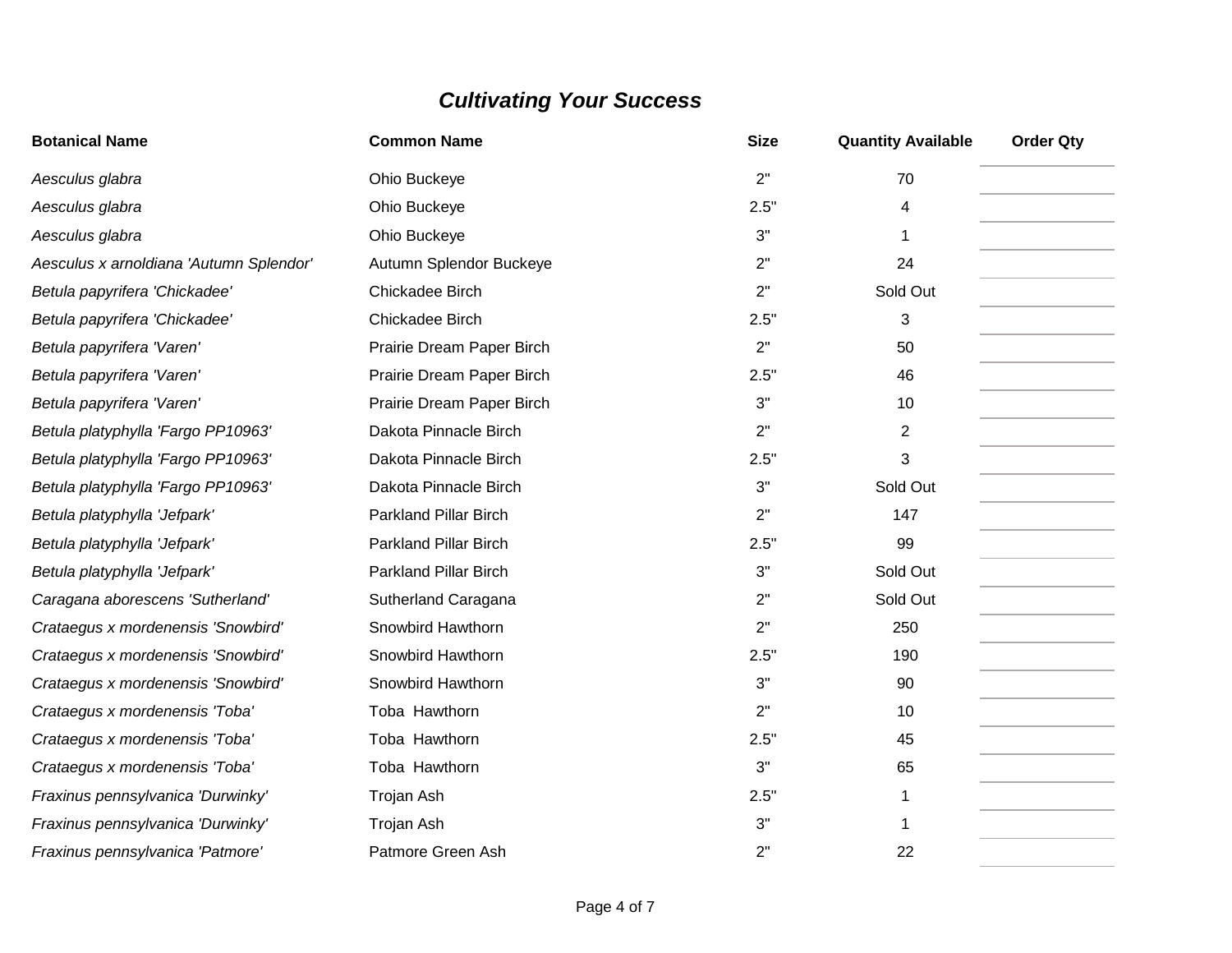## ***Cultivating Your Success***

| **Botanical Name** | **Common Name** | **Size** | **Quantity Available** | **Order Qty** |
|---|---|---|---|---|
| *Aesculus glabra* | Ohio Buckeye | 2" | 70 | |
| *Aesculus glabra* | Ohio Buckeye | 2.5" | 4 | |
| *Aesculus glabra* | Ohio Buckeye | 3" | 1 | |
| *Aesculus x arnoldiana 'Autumn Splendor'* | Autumn Splendor Buckeye | 2" | 24 | |
| *Betula papyrifera 'Chickadee'* | Chickadee Birch | 2" | Sold Out | |
| *Betula papyrifera 'Chickadee'* | Chickadee Birch | 2.5" | 3 | |
| *Betula papyrifera 'Varen'* | Prairie Dream Paper Birch | 2" | 50 | |
| *Betula papyrifera 'Varen'* | Prairie Dream Paper Birch | 2.5" | 46 | |
| *Betula papyrifera 'Varen'* | Prairie Dream Paper Birch | 3" | 10 | |
| *Betula platyphylla 'Fargo PP10963'* | Dakota Pinnacle Birch | 2" | 2 | |
| *Betula platyphylla 'Fargo PP10963'* | Dakota Pinnacle Birch | 2.5" | 3 | |
| *Betula platyphylla 'Fargo PP10963'* | Dakota Pinnacle Birch | 3" | Sold Out | |
| *Betula platyphylla 'Jefpark'* | Parkland Pillar Birch | 2" | 147 | |
| *Betula platyphylla 'Jefpark'* | Parkland Pillar Birch | 2.5" | 99 | |
| *Betula platyphylla 'Jefpark'* | Parkland Pillar Birch | 3" | Sold Out | |
| *Caragana aborescens 'Sutherland'* | Sutherland Caragana | 2" | Sold Out | |
| *Crataegus x mordenensis 'Snowbird'* | Snowbird Hawthorn | 2" | 250 | |
| *Crataegus x mordenensis 'Snowbird'* | Snowbird Hawthorn | 2.5" | 190 | |
| *Crataegus x mordenensis 'Snowbird'* | Snowbird Hawthorn | 3" | 90 | |
| *Crataegus x mordenensis 'Toba'* | Toba Hawthorn | 2" | 10 | |
| *Crataegus x mordenensis 'Toba'* | Toba Hawthorn | 2.5" | 45 | |
| *Crataegus x mordenensis 'Toba'* | Toba Hawthorn | 3" | 65 | |
| *Fraxinus pennsylvanica 'Durwinky'* | Trojan Ash | 2.5" | 1 | |
| *Fraxinus pennsylvanica 'Durwinky'* | Trojan Ash | 3" | 1 | |
| *Fraxinus pennsylvanica 'Patmore'* | Patmore Green Ash | 2" | 22 | |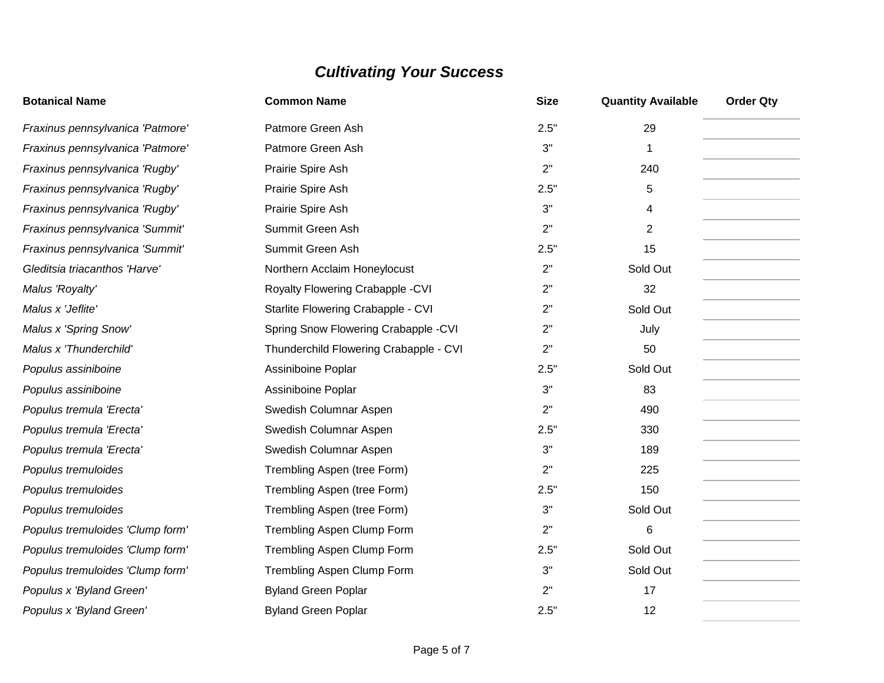***Cultivating Your Success***

| Botanical Name | Common Name | Size | Quantity Available | Order Qty |
|---|---|---|---|---|
| *Fraxinus pennsylvanica 'Patmore'* | Patmore Green Ash | 2.5" | 29 | |
| *Fraxinus pennsylvanica 'Patmore'* | Patmore Green Ash | 3" | 1 | |
| *Fraxinus pennsylvanica 'Rugby'* | Prairie Spire Ash | 2" | 240 | |
| *Fraxinus pennsylvanica 'Rugby'* | Prairie Spire Ash | 2.5" | 5 | |
| *Fraxinus pennsylvanica 'Rugby'* | Prairie Spire Ash | 3" | 4 | |
| *Fraxinus pennsylvanica 'Summit'* | Summit Green Ash | 2" | 2 | |
| *Fraxinus pennsylvanica 'Summit'* | Summit Green Ash | 2.5" | 15 | |
| *Gleditsia triacanthos 'Harve'* | Northern Acclaim Honeylocust | 2" | Sold Out | |
| *Malus 'Royalty'* | Royalty Flowering Crabapple -CVI | 2" | 32 | |
| *Malus x 'Jeflite'* | Starlite Flowering Crabapple - CVI | 2" | Sold Out | |
| *Malus x 'Spring Snow'* | Spring Snow Flowering Crabapple -CVI | 2" | July | |
| *Malus x 'Thunderchild'* | Thunderchild Flowering Crabapple - CVI | 2" | 50 | |
| *Populus assiniboine* | Assiniboine Poplar | 2.5" | Sold Out | |
| *Populus assiniboine* | Assiniboine Poplar | 3" | 83 | |
| *Populus tremula 'Erecta'* | Swedish Columnar Aspen | 2" | 490 | |
| *Populus tremula 'Erecta'* | Swedish Columnar Aspen | 2.5" | 330 | |
| *Populus tremula 'Erecta'* | Swedish Columnar Aspen | 3" | 189 | |
| *Populus tremuloides* | Trembling Aspen (tree Form) | 2" | 225 | |
| *Populus tremuloides* | Trembling Aspen (tree Form) | 2.5" | 150 | |
| *Populus tremuloides* | Trembling Aspen (tree Form) | 3" | Sold Out | |
| *Populus tremuloides 'Clump form'* | Trembling Aspen Clump Form | 2" | 6 | |
| *Populus tremuloides 'Clump form'* | Trembling Aspen Clump Form | 2.5" | Sold Out | |
| *Populus tremuloides 'Clump form'* | Trembling Aspen Clump Form | 3" | Sold Out | |
| *Populus x 'Byland Green'* | Byland Green Poplar | 2" | 17 | |
| *Populus x 'Byland Green'* | Byland Green Poplar | 2.5" | 12 | |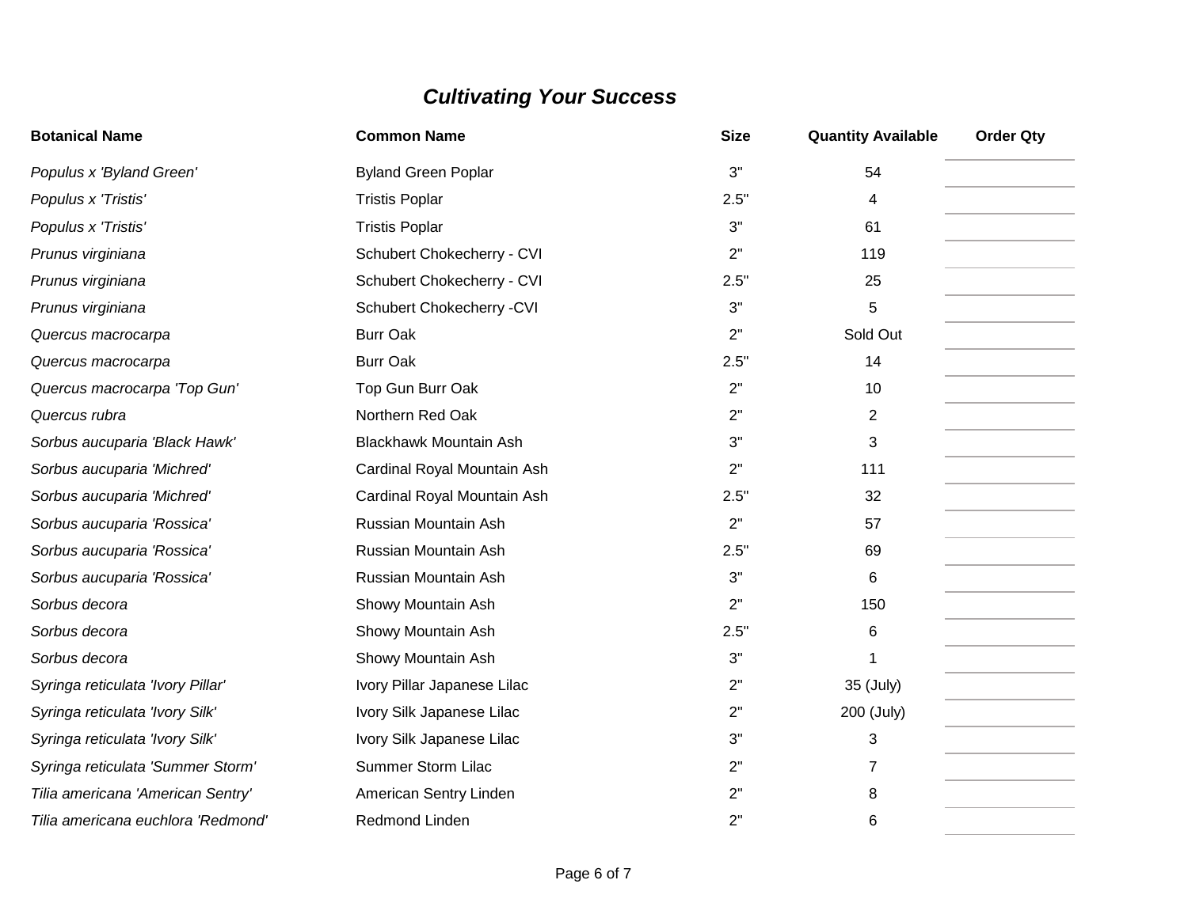## *Cultivating Your Success*

| Botanical Name | Common Name | Size | Quantity Available | Order Qty |
|---|---|---|---|---|
| *Populus x 'Byland Green'* | Byland Green Poplar | 3" | 54 | |
| *Populus x 'Tristis'* | Tristis Poplar | 2.5" | 4 | |
| *Populus x 'Tristis'* | Tristis Poplar | 3" | 61 | |
| *Prunus virginiana* | Schubert Chokecherry - CVI | 2" | 119 | |
| *Prunus virginiana* | Schubert Chokecherry - CVI | 2.5" | 25 | |
| *Prunus virginiana* | Schubert Chokecherry -CVI | 3" | 5 | |
| *Quercus macrocarpa* | Burr Oak | 2" | Sold Out | |
| *Quercus macrocarpa* | Burr Oak | 2.5" | 14 | |
| *Quercus macrocarpa 'Top Gun'* | Top Gun Burr Oak | 2" | 10 | |
| *Quercus rubra* | Northern Red Oak | 2" | 2 | |
| *Sorbus aucuparia 'Black Hawk'* | Blackhawk Mountain Ash | 3" | 3 | |
| *Sorbus aucuparia 'Michred'* | Cardinal Royal Mountain Ash | 2" | 111 | |
| *Sorbus aucuparia 'Michred'* | Cardinal Royal Mountain Ash | 2.5" | 32 | |
| *Sorbus aucuparia 'Rossica'* | Russian Mountain Ash | 2" | 57 | |
| *Sorbus aucuparia 'Rossica'* | Russian Mountain Ash | 2.5" | 69 | |
| *Sorbus aucuparia 'Rossica'* | Russian Mountain Ash | 3" | 6 | |
| *Sorbus decora* | Showy Mountain Ash | 2" | 150 | |
| *Sorbus decora* | Showy Mountain Ash | 2.5" | 6 | |
| *Sorbus decora* | Showy Mountain Ash | 3" | 1 | |
| *Syringa reticulata 'Ivory Pillar'* | Ivory Pillar Japanese Lilac | 2" | 35 (July) | |
| *Syringa reticulata 'Ivory Silk'* | Ivory Silk Japanese Lilac | 2" | 200 (July) | |
| *Syringa reticulata 'Ivory Silk'* | Ivory Silk Japanese Lilac | 3" | 3 | |
| *Syringa reticulata 'Summer Storm'* | Summer Storm Lilac | 2" | 7 | |
| *Tilia americana 'American Sentry'* | American Sentry Linden | 2" | 8 | |
| *Tilia americana euchlora 'Redmond'* | Redmond Linden | 2" | 6 | |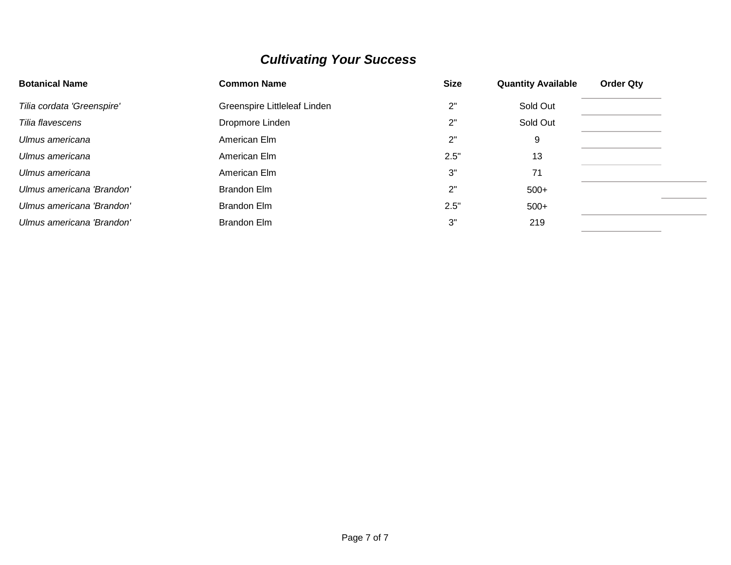## *Cultivating Your Success*

| Botanical Name | Common Name | Size | Quantity Available | Order Qty |
|---|---|---|---|---|
| *Tilia cordata 'Greenspire'* | Greenspire Littleleaf Linden | 2" | Sold Out | |
| *Tilia flavescens* | Dropmore Linden | 2" | Sold Out | |
| *Ulmus americana* | American Elm | 2" | 9 | |
| *Ulmus americana* | American Elm | 2.5" | 13 | |
| *Ulmus americana* | American Elm | 3" | 71 | |
| *Ulmus americana 'Brandon'* | Brandon Elm | 2" | 500+ | |
| *Ulmus americana 'Brandon'* | Brandon Elm | 2.5" | 500+ | |
| *Ulmus americana 'Brandon'* | Brandon Elm | 3" | 219 | |